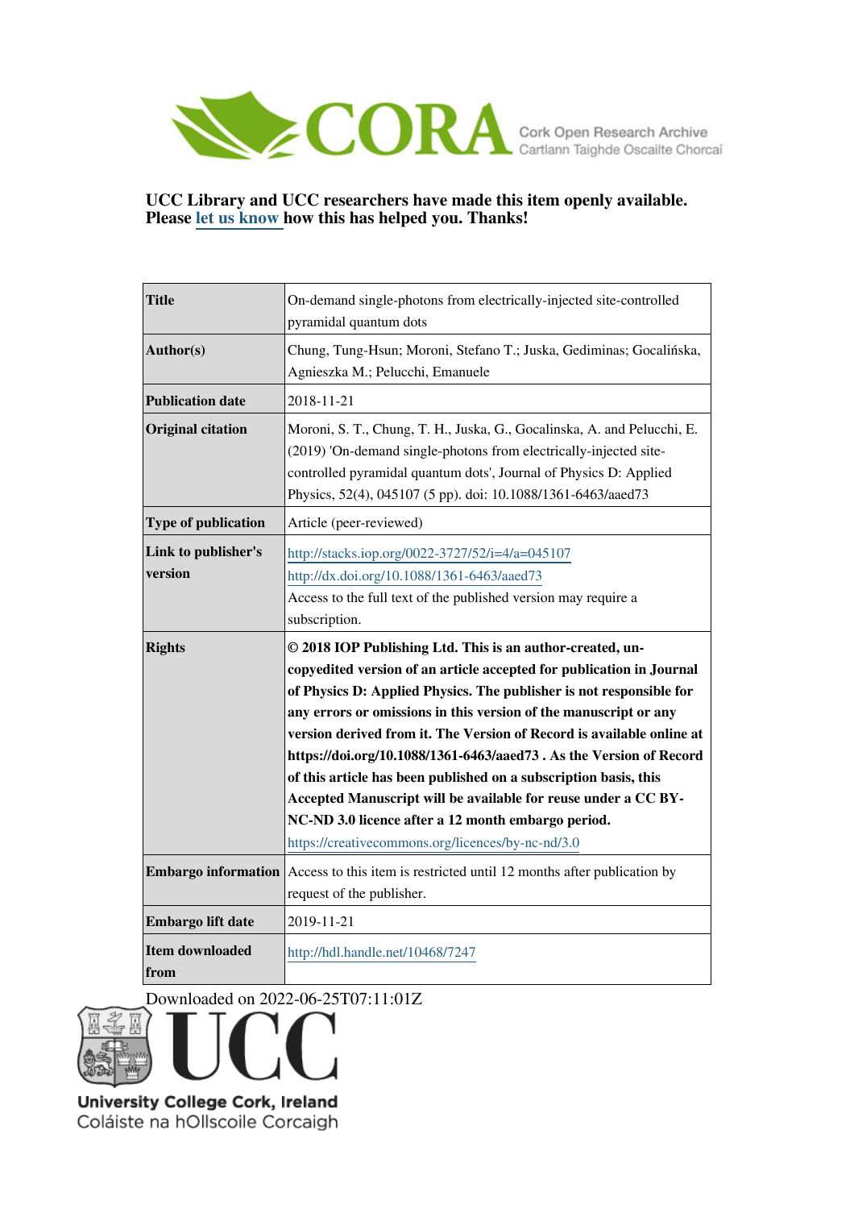CORA Cork Open Research Archive
Cartlann Taighde Oscailte Chorcaí

**UCC Library and UCC researchers have made this item openly available. Please let us know how this has helped you. Thanks!**

| | |
|---|---|
| **Title** | On-demand single-photons from electrically-injected site-controlled pyramidal quantum dots |
| **Author(s)** | Chung, Tung-Hsun; Moroni, Stefano T.; Juska, Gediminas; Gocalińska, Agnieszka M.; Pelucchi, Emanuele |
| **Publication date** | 2018-11-21 |
| **Original citation** | Moroni, S. T., Chung, T. H., Juska, G., Gocalinska, A. and Pelucchi, E. (2019) 'On-demand single-photons from electrically-injected site-controlled pyramidal quantum dots', Journal of Physics D: Applied Physics, 52(4), 045107 (5 pp). doi: 10.1088/1361-6463/aaed73 |
| **Type of publication** | Article (peer-reviewed) |
| **Link to publisher's version** | http://stacks.iop.org/0022-3727/52/i=4/a=045107 http://dx.doi.org/10.1088/1361-6463/aaed73 Access to the full text of the published version may require a subscription. |
| **Rights** | **© 2018 IOP Publishing Ltd. This is an author-created, un-copyedited version of an article accepted for publication in Journal of Physics D: Applied Physics. The publisher is not responsible for any errors or omissions in this version of the manuscript or any version derived from it. The Version of Record is available online at https://doi.org/10.1088/1361-6463/aaed73 . As the Version of Record of this article has been published on a subscription basis, this Accepted Manuscript will be available for reuse under a CC BY-NC-ND 3.0 licence after a 12 month embargo period.** https://creativecommons.org/licences/by-nc-nd/3.0 |
| **Embargo information** | Access to this item is restricted until 12 months after publication by request of the publisher. |
| **Embargo lift date** | 2019-11-21 |
| **Item downloaded from** | http://hdl.handle.net/10468/7247 |

Downloaded on 2022-06-25T07:11:01Z

UCC
University College Cork, Ireland
Coláiste na hOllscoile Corcaigh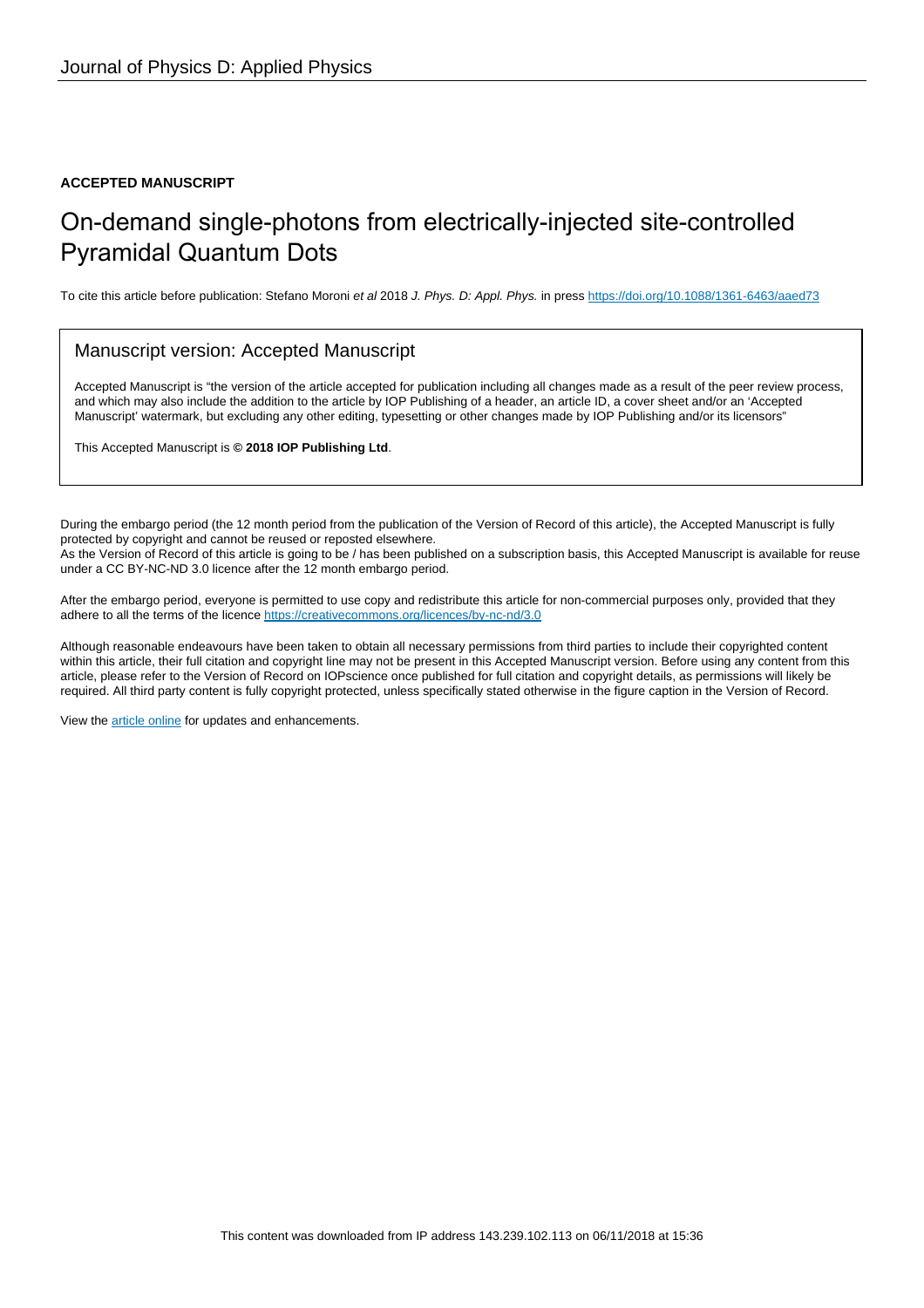Journal of Physics D: Applied Physics

**ACCEPTED MANUSCRIPT**

# On-demand single-photons from electrically-injected site-controlled Pyramidal Quantum Dots

To cite this article before publication: Stefano Moroni *et al* 2018 *J. Phys. D: Appl. Phys.* in press https://doi.org/10.1088/1361-6463/aaed73

## Manuscript version: Accepted Manuscript

Accepted Manuscript is "the version of the article accepted for publication including all changes made as a result of the peer review process, and which may also include the addition to the article by IOP Publishing of a header, an article ID, a cover sheet and/or an 'Accepted Manuscript' watermark, but excluding any other editing, typesetting or other changes made by IOP Publishing and/or its licensors"

This Accepted Manuscript is **© 2018 IOP Publishing Ltd**.

During the embargo period (the 12 month period from the publication of the Version of Record of this article), the Accepted Manuscript is fully protected by copyright and cannot be reused or reposted elsewhere.

As the Version of Record of this article is going to be / has been published on a subscription basis, this Accepted Manuscript is available for reuse under a CC BY-NC-ND 3.0 licence after the 12 month embargo period.

After the embargo period, everyone is permitted to use copy and redistribute this article for non-commercial purposes only, provided that they adhere to all the terms of the licence https://creativecommons.org/licences/by-nc-nd/3.0

Although reasonable endeavours have been taken to obtain all necessary permissions from third parties to include their copyrighted content within this article, their full citation and copyright line may not be present in this Accepted Manuscript version. Before using any content from this article, please refer to the Version of Record on IOPscience once published for full citation and copyright details, as permissions will likely be required. All third party content is fully copyright protected, unless specifically stated otherwise in the figure caption in the Version of Record.

View the article online for updates and enhancements.

This content was downloaded from IP address 143.239.102.113 on 06/11/2018 at 15:36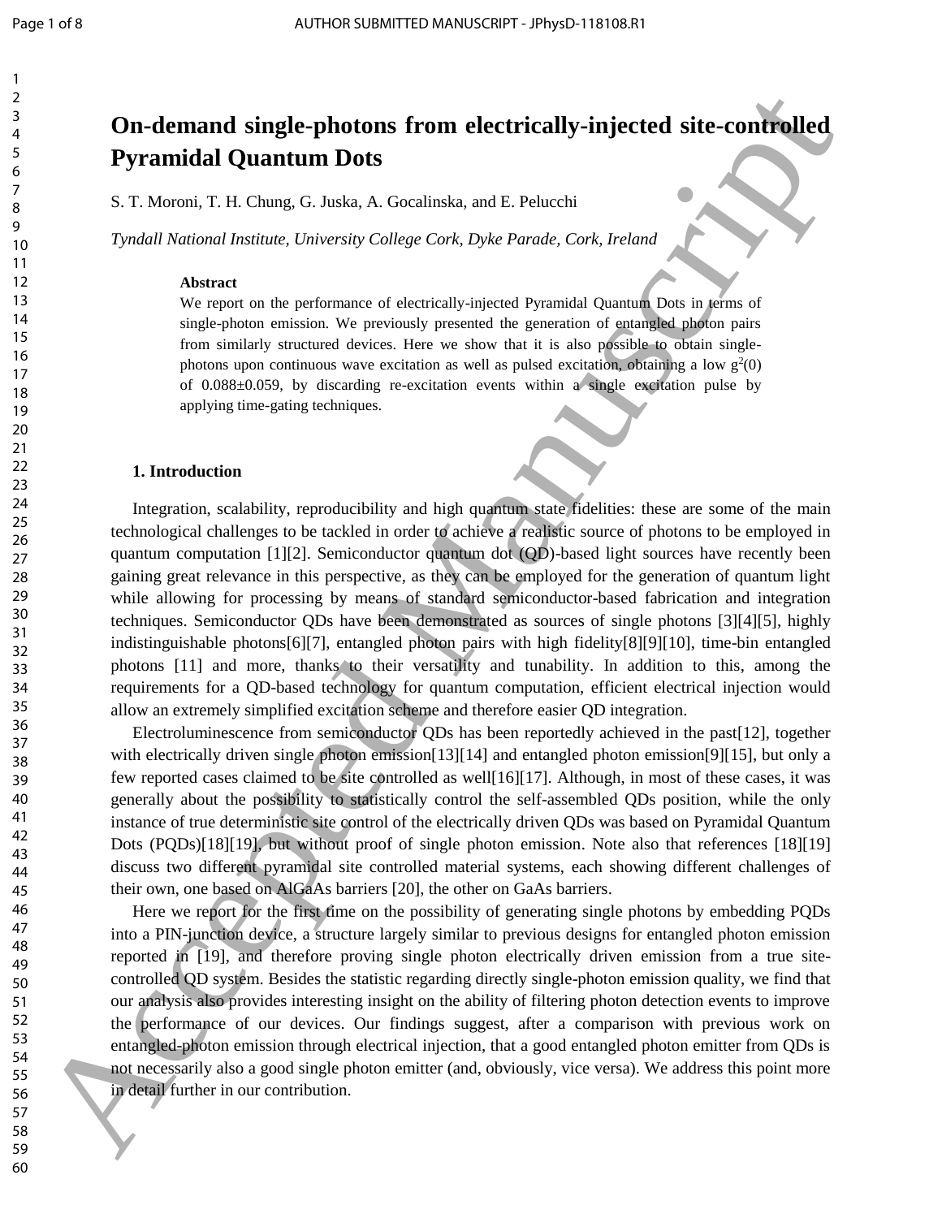# On-demand single-photons from electrically-injected site-controlled Pyramidal Quantum Dots

S. T. Moroni, T. H. Chung, G. Juska, A. Gocalinska, and E. Pelucchi

*Tyndall National Institute, University College Cork, Dyke Parade, Cork, Ireland*

### Abstract

We report on the performance of electrically-injected Pyramidal Quantum Dots in terms of single-photon emission. We previously presented the generation of entangled photon pairs from similarly structured devices. Here we show that it is also possible to obtain single-photons upon continuous wave excitation as well as pulsed excitation, obtaining a low $g^2(0)$ of 0.088±0.059, by discarding re-excitation events within a single excitation pulse by applying time-gating techniques.

## 1. Introduction

Integration, scalability, reproducibility and high quantum state fidelities: these are some of the main technological challenges to be tackled in order to achieve a realistic source of photons to be employed in quantum computation [1][2]. Semiconductor quantum dot (QD)-based light sources have recently been gaining great relevance in this perspective, as they can be employed for the generation of quantum light while allowing for processing by means of standard semiconductor-based fabrication and integration techniques. Semiconductor QDs have been demonstrated as sources of single photons [3][4][5], highly indistinguishable photons[6][7], entangled photon pairs with high fidelity[8][9][10], time-bin entangled photons [11] and more, thanks to their versatility and tunability. In addition to this, among the requirements for a QD-based technology for quantum computation, efficient electrical injection would allow an extremely simplified excitation scheme and therefore easier QD integration.

Electroluminescence from semiconductor QDs has been reportedly achieved in the past[12], together with electrically driven single photon emission[13][14] and entangled photon emission[9][15], but only a few reported cases claimed to be site controlled as well[16][17]. Although, in most of these cases, it was generally about the possibility to statistically control the self-assembled QDs position, while the only instance of true deterministic site control of the electrically driven QDs was based on Pyramidal Quantum Dots (PQDs)[18][19], but without proof of single photon emission. Note also that references [18][19] discuss two different pyramidal site controlled material systems, each showing different challenges of their own, one based on AlGaAs barriers [20], the other on GaAs barriers.

Here we report for the first time on the possibility of generating single photons by embedding PQDs into a PIN-junction device, a structure largely similar to previous designs for entangled photon emission reported in [19], and therefore proving single photon electrically driven emission from a true site-controlled QD system. Besides the statistic regarding directly single-photon emission quality, we find that our analysis also provides interesting insight on the ability of filtering photon detection events to improve the performance of our devices. Our findings suggest, after a comparison with previous work on entangled-photon emission through electrical injection, that a good entangled photon emitter from QDs is not necessarily also a good single photon emitter (and, obviously, vice versa). We address this point more in detail further in our contribution.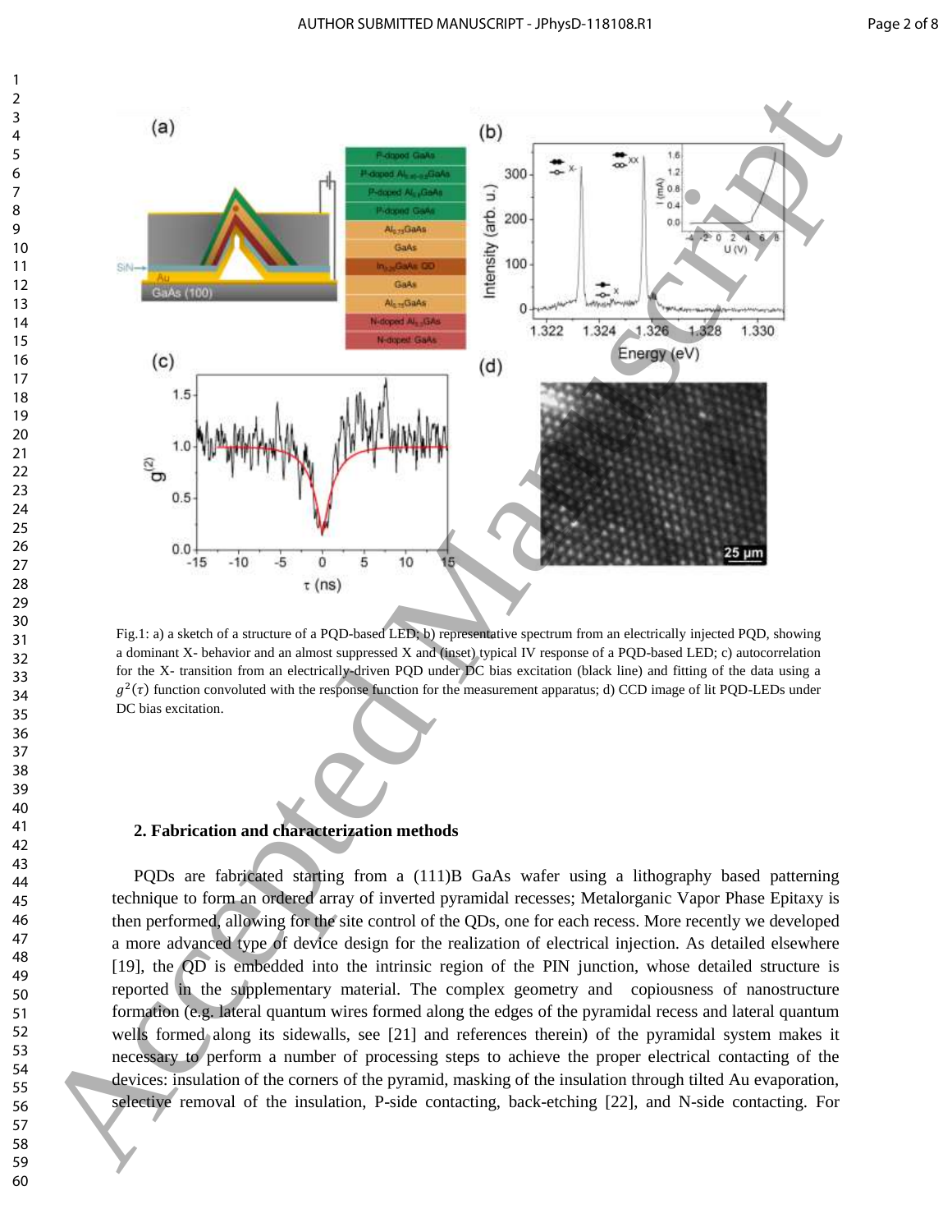Fig.1: a) a sketch of a structure of a PQD-based LED; b) representative spectrum from an electrically injected PQD, showing a dominant X- behavior and an almost suppressed X and (inset) typical IV response of a PQD-based LED; c) autocorrelation for the X- transition from an electrically-driven PQD under DC bias excitation (black line) and fitting of the data using a $g^2(\tau)$ function convoluted with the response function for the measurement apparatus; d) CCD image of lit PQD-LEDs under DC bias excitation.

## 2. Fabrication and characterization methods

PQDs are fabricated starting from a (111)B GaAs wafer using a lithography based patterning technique to form an ordered array of inverted pyramidal recesses; Metalorganic Vapor Phase Epitaxy is then performed, allowing for the site control of the QDs, one for each recess. More recently we developed a more advanced type of device design for the realization of electrical injection. As detailed elsewhere [19], the QD is embedded into the intrinsic region of the PIN junction, whose detailed structure is reported in the supplementary material. The complex geometry and copiousness of nanostructure formation (e.g. lateral quantum wires formed along the edges of the pyramidal recess and lateral quantum wells formed along its sidewalls, see [21] and references therein) of the pyramidal system makes it necessary to perform a number of processing steps to achieve the proper electrical contacting of the devices: insulation of the corners of the pyramid, masking of the insulation through tilted Au evaporation, selective removal of the insulation, P-side contacting, back-etching [22], and N-side contacting. For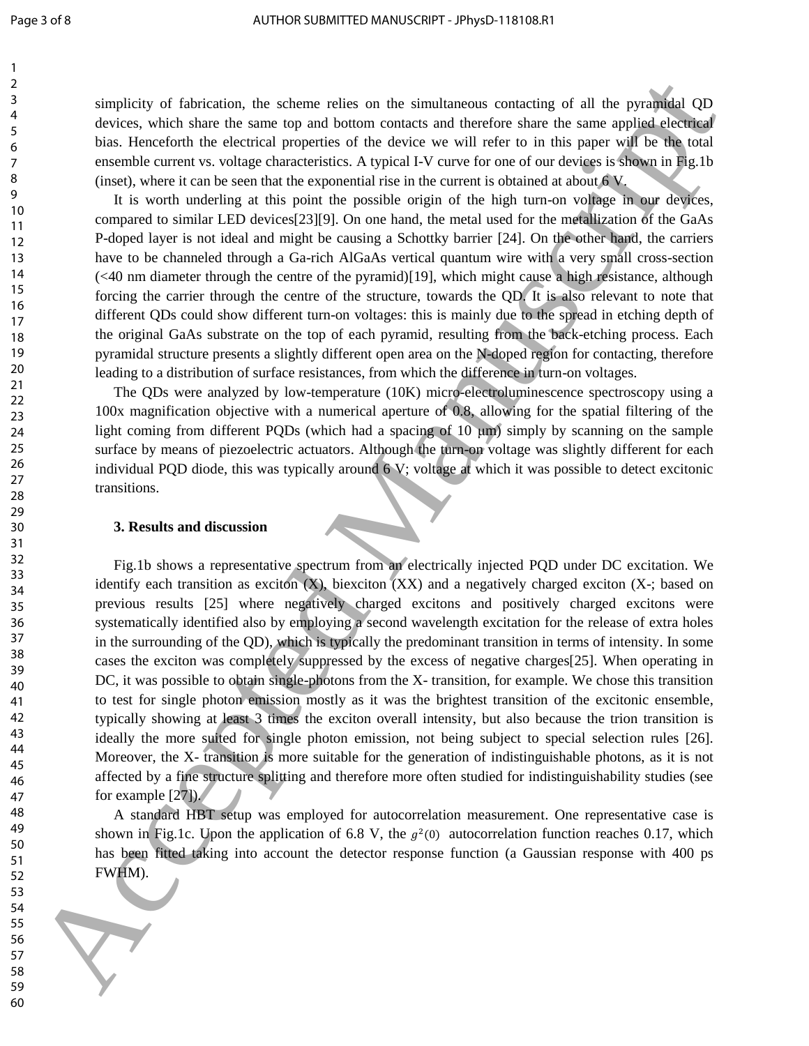simplicity of fabrication, the scheme relies on the simultaneous contacting of all the pyramidal QD devices, which share the same top and bottom contacts and therefore share the same applied electrical bias. Henceforth the electrical properties of the device we will refer to in this paper will be the total ensemble current vs. voltage characteristics. A typical I-V curve for one of our devices is shown in Fig.1b (inset), where it can be seen that the exponential rise in the current is obtained at about 6 V.

It is worth underling at this point the possible origin of the high turn-on voltage in our devices, compared to similar LED devices[23][9]. On one hand, the metal used for the metallization of the GaAs P-doped layer is not ideal and might be causing a Schottky barrier [24]. On the other hand, the carriers have to be channeled through a Ga-rich AlGaAs vertical quantum wire with a very small cross-section (<40 nm diameter through the centre of the pyramid)[19], which might cause a high resistance, although forcing the carrier through the centre of the structure, towards the QD. It is also relevant to note that different QDs could show different turn-on voltages: this is mainly due to the spread in etching depth of the original GaAs substrate on the top of each pyramid, resulting from the back-etching process. Each pyramidal structure presents a slightly different open area on the N-doped region for contacting, therefore leading to a distribution of surface resistances, from which the difference in turn-on voltages.

The QDs were analyzed by low-temperature (10K) micro-electroluminescence spectroscopy using a 100x magnification objective with a numerical aperture of 0.8, allowing for the spatial filtering of the light coming from different PQDs (which had a spacing of 10 μm) simply by scanning on the sample surface by means of piezoelectric actuators. Although the turn-on voltage was slightly different for each individual PQD diode, this was typically around 6 V; voltage at which it was possible to detect excitonic transitions.

## 3. Results and discussion

Fig.1b shows a representative spectrum from an electrically injected PQD under DC excitation. We identify each transition as exciton (X), biexciton (XX) and a negatively charged exciton (X-; based on previous results [25] where negatively charged excitons and positively charged excitons were systematically identified also by employing a second wavelength excitation for the release of extra holes in the surrounding of the QD), which is typically the predominant transition in terms of intensity. In some cases the exciton was completely suppressed by the excess of negative charges[25]. When operating in DC, it was possible to obtain single-photons from the X- transition, for example. We chose this transition to test for single photon emission mostly as it was the brightest transition of the excitonic ensemble, typically showing at least 3 times the exciton overall intensity, but also because the trion transition is ideally the more suited for single photon emission, not being subject to special selection rules [26]. Moreover, the X- transition is more suitable for the generation of indistinguishable photons, as it is not affected by a fine structure splitting and therefore more often studied for indistinguishability studies (see for example [27]).

A standard HBT setup was employed for autocorrelation measurement. One representative case is shown in Fig.1c. Upon the application of 6.8 V, the $g^2(0)$ autocorrelation function reaches 0.17, which has been fitted taking into account the detector response function (a Gaussian response with 400 ps FWHM).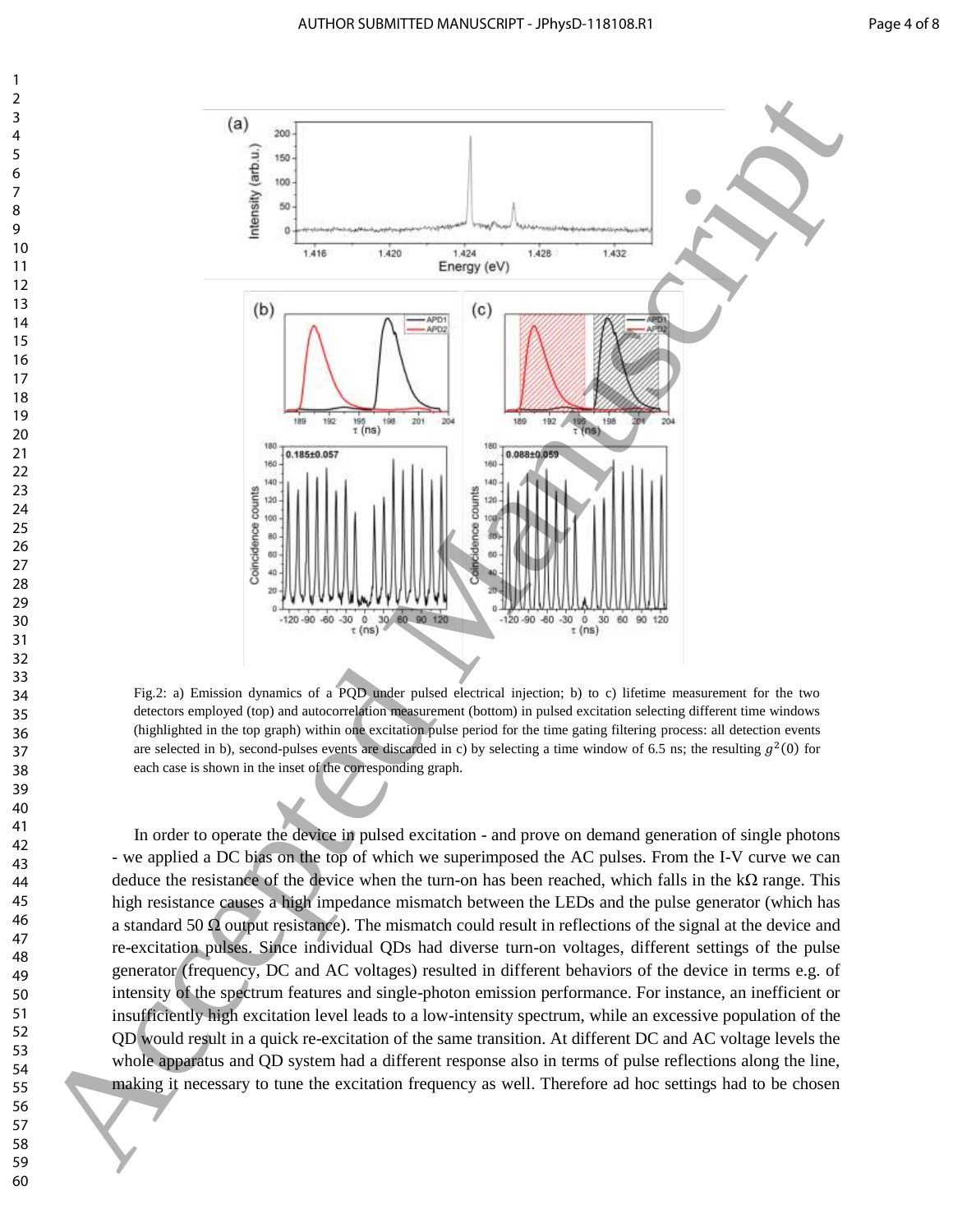Fig.2: a) Emission dynamics of a PQD under pulsed electrical injection; b) to c) lifetime measurement for the two detectors employed (top) and autocorrelation measurement (bottom) in pulsed excitation selecting different time windows (highlighted in the top graph) within one excitation pulse period for the time gating filtering process: all detection events are selected in b), second-pulses events are discarded in c) by selecting a time window of 6.5 ns; the resulting $g^2(0)$ for each case is shown in the inset of the corresponding graph.

In order to operate the device in pulsed excitation - and prove on demand generation of single photons - we applied a DC bias on the top of which we superimposed the AC pulses. From the I-V curve we can deduce the resistance of the device when the turn-on has been reached, which falls in the kΩ range. This high resistance causes a high impedance mismatch between the LEDs and the pulse generator (which has a standard 50 Ω output resistance). The mismatch could result in reflections of the signal at the device and re-excitation pulses. Since individual QDs had diverse turn-on voltages, different settings of the pulse generator (frequency, DC and AC voltages) resulted in different behaviors of the device in terms e.g. of intensity of the spectrum features and single-photon emission performance. For instance, an inefficient or insufficiently high excitation level leads to a low-intensity spectrum, while an excessive population of the QD would result in a quick re-excitation of the same transition. At different DC and AC voltage levels the whole apparatus and QD system had a different response also in terms of pulse reflections along the line, making it necessary to tune the excitation frequency as well. Therefore ad hoc settings had to be chosen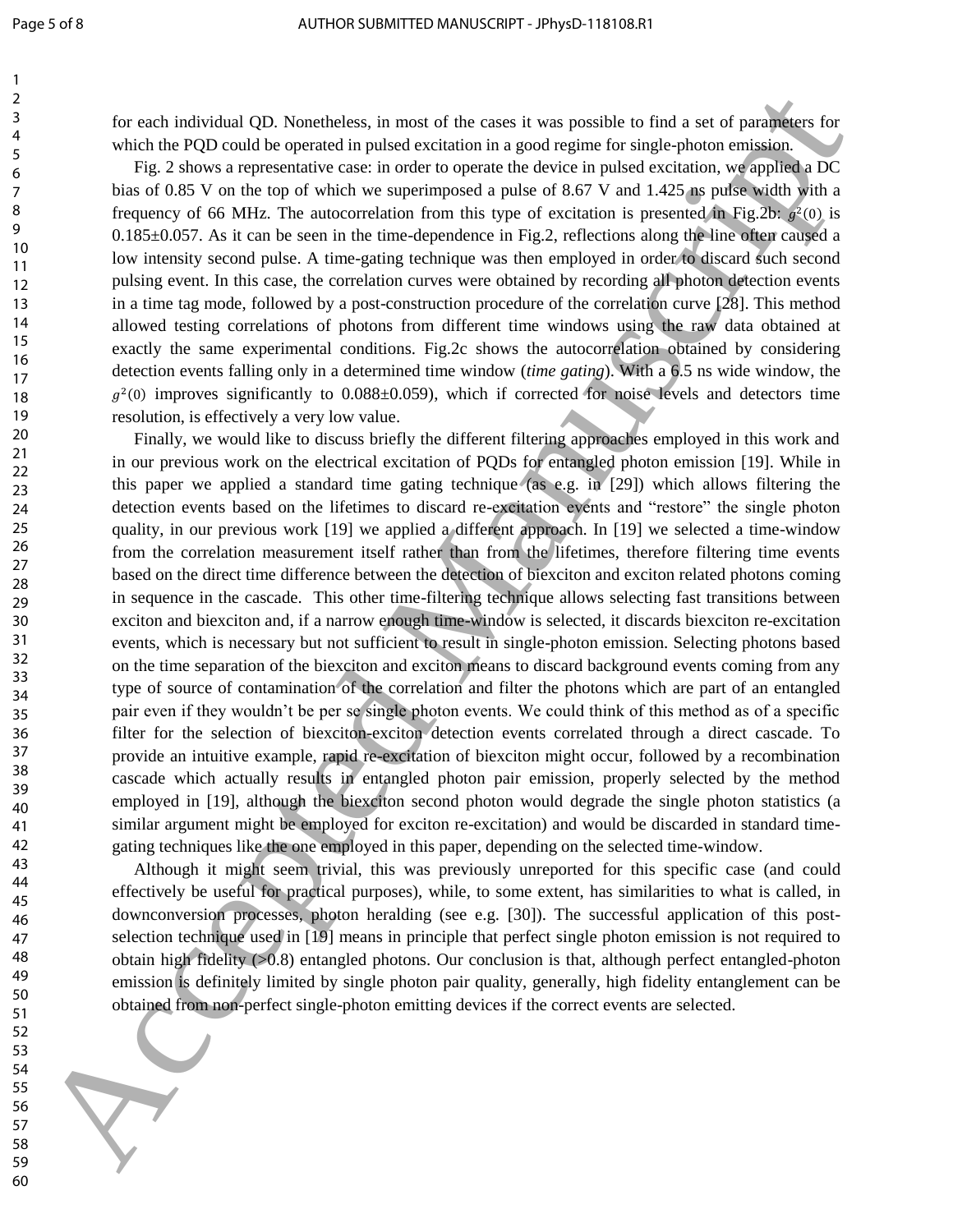for each individual QD. Nonetheless, in most of the cases it was possible to find a set of parameters for which the PQD could be operated in pulsed excitation in a good regime for single-photon emission.

Fig. 2 shows a representative case: in order to operate the device in pulsed excitation, we applied a DC bias of 0.85 V on the top of which we superimposed a pulse of 8.67 V and 1.425 ns pulse width with a frequency of 66 MHz. The autocorrelation from this type of excitation is presented in Fig.2b: $g^2(0)$ is 0.185±0.057. As it can be seen in the time-dependence in Fig.2, reflections along the line often caused a low intensity second pulse. A time-gating technique was then employed in order to discard such second pulsing event. In this case, the correlation curves were obtained by recording all photon detection events in a time tag mode, followed by a post-construction procedure of the correlation curve [28]. This method allowed testing correlations of photons from different time windows using the raw data obtained at exactly the same experimental conditions. Fig.2c shows the autocorrelation obtained by considering detection events falling only in a determined time window (*time gating*). With a 6.5 ns wide window, the $g^2(0)$ improves significantly to 0.088±0.059), which if corrected for noise levels and detectors time resolution, is effectively a very low value.

Finally, we would like to discuss briefly the different filtering approaches employed in this work and in our previous work on the electrical excitation of PQDs for entangled photon emission [19]. While in this paper we applied a standard time gating technique (as e.g. in [29]) which allows filtering the detection events based on the lifetimes to discard re-excitation events and "restore" the single photon quality, in our previous work [19] we applied a different approach. In [19] we selected a time-window from the correlation measurement itself rather than from the lifetimes, therefore filtering time events based on the direct time difference between the detection of biexciton and exciton related photons coming in sequence in the cascade. This other time-filtering technique allows selecting fast transitions between exciton and biexciton and, if a narrow enough time-window is selected, it discards biexciton re-excitation events, which is necessary but not sufficient to result in single-photon emission. Selecting photons based on the time separation of the biexciton and exciton means to discard background events coming from any type of source of contamination of the correlation and filter the photons which are part of an entangled pair even if they wouldn't be per se single photon events. We could think of this method as of a specific filter for the selection of biexciton-exciton detection events correlated through a direct cascade. To provide an intuitive example, rapid re-excitation of biexciton might occur, followed by a recombination cascade which actually results in entangled photon pair emission, properly selected by the method employed in [19], although the biexciton second photon would degrade the single photon statistics (a similar argument might be employed for exciton re-excitation) and would be discarded in standard time-gating techniques like the one employed in this paper, depending on the selected time-window.

Although it might seem trivial, this was previously unreported for this specific case (and could effectively be useful for practical purposes), while, to some extent, has similarities to what is called, in downconversion processes, photon heralding (see e.g. [30]). The successful application of this post-selection technique used in [19] means in principle that perfect single photon emission is not required to obtain high fidelity (>0.8) entangled photons. Our conclusion is that, although perfect entangled-photon emission is definitely limited by single photon pair quality, generally, high fidelity entanglement can be obtained from non-perfect single-photon emitting devices if the correct events are selected.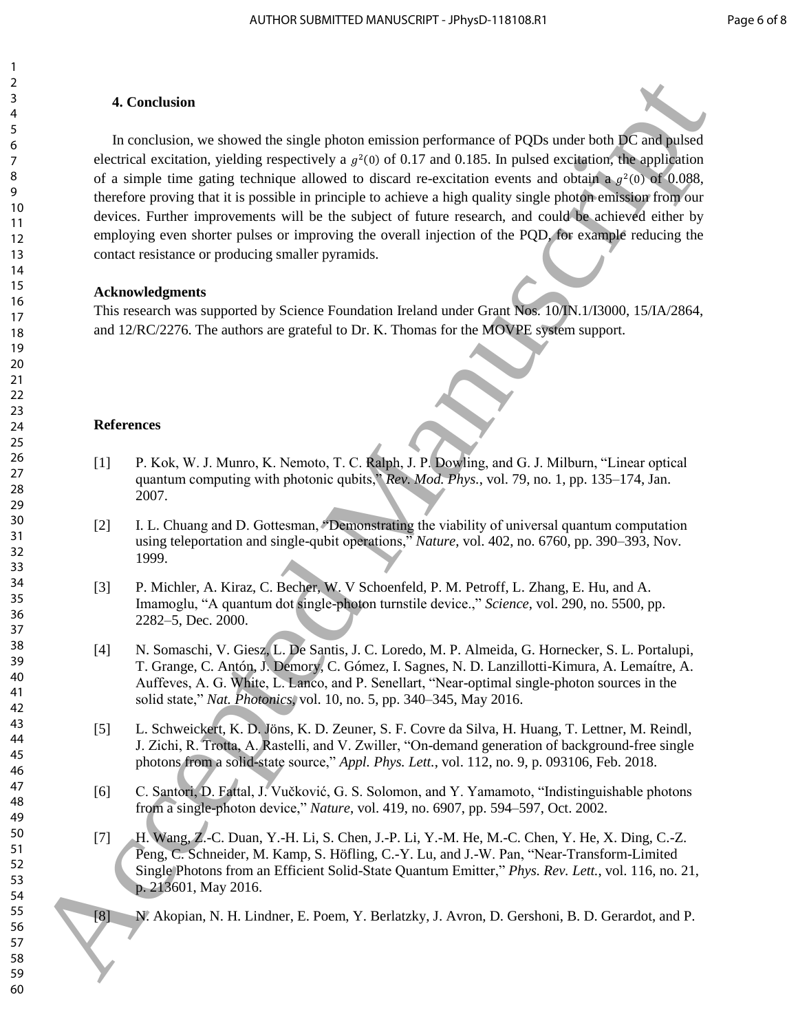### 4. Conclusion

In conclusion, we showed the single photon emission performance of PQDs under both DC and pulsed electrical excitation, yielding respectively a $g^2(0)$ of 0.17 and 0.185. In pulsed excitation, the application of a simple time gating technique allowed to discard re-excitation events and obtain a $g^2(0)$ of 0.088, therefore proving that it is possible in principle to achieve a high quality single photon emission from our devices. Further improvements will be the subject of future research, and could be achieved either by employing even shorter pulses or improving the overall injection of the PQD, for example reducing the contact resistance or producing smaller pyramids.

**Acknowledgments**

This research was supported by Science Foundation Ireland under Grant Nos. 10/IN.1/I3000, 15/IA/2864, and 12/RC/2276. The authors are grateful to Dr. K. Thomas for the MOVPE system support.

**References**

[1] P. Kok, W. J. Munro, K. Nemoto, T. C. Ralph, J. P. Dowling, and G. J. Milburn, "Linear optical quantum computing with photonic qubits," *Rev. Mod. Phys.*, vol. 79, no. 1, pp. 135–174, Jan. 2007.

[2] I. L. Chuang and D. Gottesman, "Demonstrating the viability of universal quantum computation using teleportation and single-qubit operations," *Nature*, vol. 402, no. 6760, pp. 390–393, Nov. 1999.

[3] P. Michler, A. Kiraz, C. Becher, W. V Schoenfeld, P. M. Petroff, L. Zhang, E. Hu, and A. Imamoglu, "A quantum dot single-photon turnstile device.," *Science*, vol. 290, no. 5500, pp. 2282–5, Dec. 2000.

[4] N. Somaschi, V. Giesz, L. De Santis, J. C. Loredo, M. P. Almeida, G. Hornecker, S. L. Portalupi, T. Grange, C. Antón, J. Demory, C. Gómez, I. Sagnes, N. D. Lanzillotti-Kimura, A. Lemaítre, A. Auffeves, A. G. White, L. Lanco, and P. Senellart, "Near-optimal single-photon sources in the solid state," *Nat. Photonics*, vol. 10, no. 5, pp. 340–345, May 2016.

[5] L. Schweickert, K. D. Jöns, K. D. Zeuner, S. F. Covre da Silva, H. Huang, T. Lettner, M. Reindl, J. Zichi, R. Trotta, A. Rastelli, and V. Zwiller, "On-demand generation of background-free single photons from a solid-state source," *Appl. Phys. Lett.*, vol. 112, no. 9, p. 093106, Feb. 2018.

[6] C. Santori, D. Fattal, J. Vučković, G. S. Solomon, and Y. Yamamoto, "Indistinguishable photons from a single-photon device," *Nature*, vol. 419, no. 6907, pp. 594–597, Oct. 2002.

[7] H. Wang, Z.-C. Duan, Y.-H. Li, S. Chen, J.-P. Li, Y.-M. He, M.-C. Chen, Y. He, X. Ding, C.-Z. Peng, C. Schneider, M. Kamp, S. Höfling, C.-Y. Lu, and J.-W. Pan, "Near-Transform-Limited Single Photons from an Efficient Solid-State Quantum Emitter," *Phys. Rev. Lett.*, vol. 116, no. 21, p. 213601, May 2016.

[8] N. Akopian, N. H. Lindner, E. Poem, Y. Berlatzky, J. Avron, D. Gershoni, B. D. Gerardot, and P.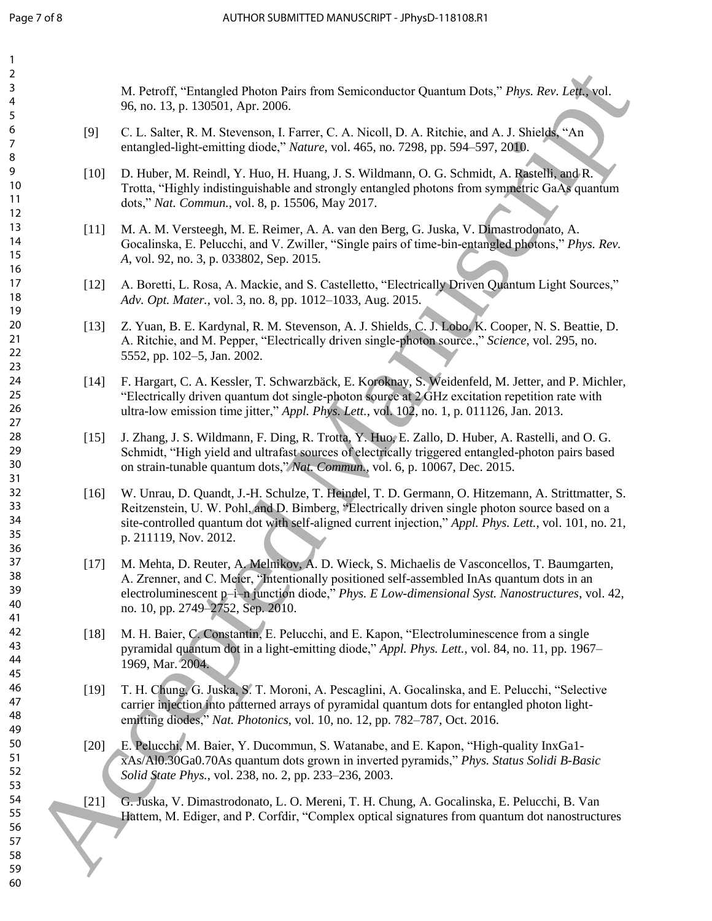M. Petroff, "Entangled Photon Pairs from Semiconductor Quantum Dots," *Phys. Rev. Lett.*, vol. 96, no. 13, p. 130501, Apr. 2006.

[9] C. L. Salter, R. M. Stevenson, I. Farrer, C. A. Nicoll, D. A. Ritchie, and A. J. Shields, "An entangled-light-emitting diode," *Nature*, vol. 465, no. 7298, pp. 594–597, 2010.

[10] D. Huber, M. Reindl, Y. Huo, H. Huang, J. S. Wildmann, O. G. Schmidt, A. Rastelli, and R. Trotta, "Highly indistinguishable and strongly entangled photons from symmetric GaAs quantum dots," *Nat. Commun.*, vol. 8, p. 15506, May 2017.

[11] M. A. M. Versteegh, M. E. Reimer, A. A. van den Berg, G. Juska, V. Dimastrodonato, A. Gocalinska, E. Pelucchi, and V. Zwiller, "Single pairs of time-bin-entangled photons," *Phys. Rev. A*, vol. 92, no. 3, p. 033802, Sep. 2015.

[12] A. Boretti, L. Rosa, A. Mackie, and S. Castelletto, "Electrically Driven Quantum Light Sources," *Adv. Opt. Mater.*, vol. 3, no. 8, pp. 1012–1033, Aug. 2015.

[13] Z. Yuan, B. E. Kardynal, R. M. Stevenson, A. J. Shields, C. J. Lobo, K. Cooper, N. S. Beattie, D. A. Ritchie, and M. Pepper, "Electrically driven single-photon source.," *Science*, vol. 295, no. 5552, pp. 102–5, Jan. 2002.

[14] F. Hargart, C. A. Kessler, T. Schwarzbäck, E. Koroknay, S. Weidenfeld, M. Jetter, and P. Michler, "Electrically driven quantum dot single-photon source at 2 GHz excitation repetition rate with ultra-low emission time jitter," *Appl. Phys. Lett.*, vol. 102, no. 1, p. 011126, Jan. 2013.

[15] J. Zhang, J. S. Wildmann, F. Ding, R. Trotta, Y. Huo, E. Zallo, D. Huber, A. Rastelli, and O. G. Schmidt, "High yield and ultrafast sources of electrically triggered entangled-photon pairs based on strain-tunable quantum dots," *Nat. Commun.*, vol. 6, p. 10067, Dec. 2015.

[16] W. Unrau, D. Quandt, J.-H. Schulze, T. Heindel, T. D. Germann, O. Hitzemann, A. Strittmatter, S. Reitzenstein, U. W. Pohl, and D. Bimberg, "Electrically driven single photon source based on a site-controlled quantum dot with self-aligned current injection," *Appl. Phys. Lett.*, vol. 101, no. 21, p. 211119, Nov. 2012.

[17] M. Mehta, D. Reuter, A. Melnikov, A. D. Wieck, S. Michaelis de Vasconcellos, T. Baumgarten, A. Zrenner, and C. Meier, "Intentionally positioned self-assembled InAs quantum dots in an electroluminescent p–i–n junction diode," *Phys. E Low-dimensional Syst. Nanostructures*, vol. 42, no. 10, pp. 2749–2752, Sep. 2010.

[18] M. H. Baier, C. Constantin, E. Pelucchi, and E. Kapon, "Electroluminescence from a single pyramidal quantum dot in a light-emitting diode," *Appl. Phys. Lett.*, vol. 84, no. 11, pp. 1967–1969, Mar. 2004.

[19] T. H. Chung, G. Juska, S. T. Moroni, A. Pescaglini, A. Gocalinska, and E. Pelucchi, "Selective carrier injection into patterned arrays of pyramidal quantum dots for entangled photon light-emitting diodes," *Nat. Photonics*, vol. 10, no. 12, pp. 782–787, Oct. 2016.

[20] E. Pelucchi, M. Baier, Y. Ducommun, S. Watanabe, and E. Kapon, "High-quality InxGa1-xAs/Al0.30Ga0.70As quantum dots grown in inverted pyramids," *Phys. Status Solidi B-Basic Solid State Phys.*, vol. 238, no. 2, pp. 233–236, 2003.

[21] G. Juska, V. Dimastrodonato, L. O. Mereni, T. H. Chung, A. Gocalinska, E. Pelucchi, B. Van Hattem, M. Ediger, and P. Corfdir, "Complex optical signatures from quantum dot nanostructures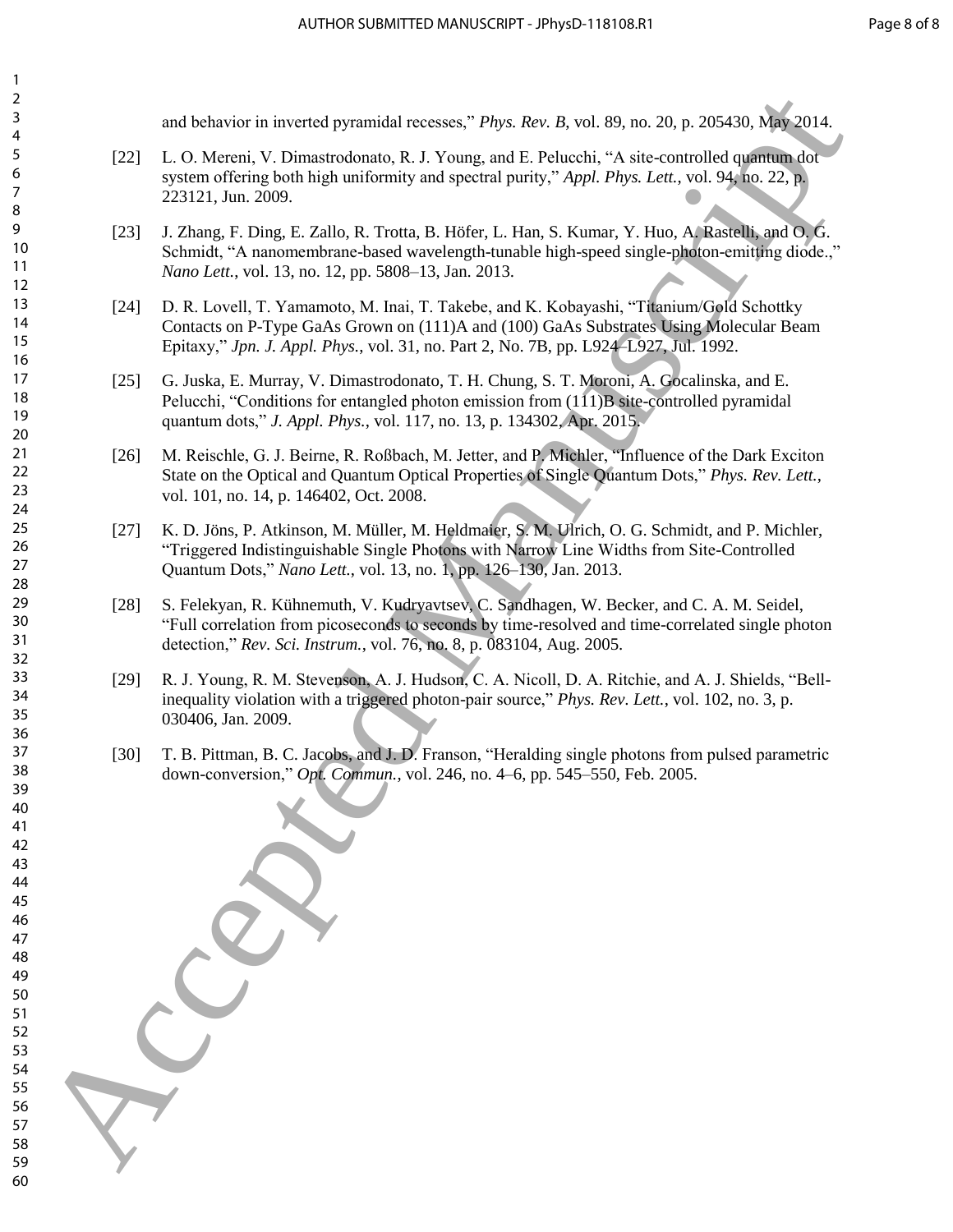and behavior in inverted pyramidal recesses," *Phys. Rev. B*, vol. 89, no. 20, p. 205430, May 2014.

[22] L. O. Mereni, V. Dimastrodonato, R. J. Young, and E. Pelucchi, "A site-controlled quantum dot system offering both high uniformity and spectral purity," *Appl. Phys. Lett.*, vol. 94, no. 22, p. 223121, Jun. 2009.

[23] J. Zhang, F. Ding, E. Zallo, R. Trotta, B. Höfer, L. Han, S. Kumar, Y. Huo, A. Rastelli, and O. G. Schmidt, "A nanomembrane-based wavelength-tunable high-speed single-photon-emitting diode.," *Nano Lett.*, vol. 13, no. 12, pp. 5808–13, Jan. 2013.

[24] D. R. Lovell, T. Yamamoto, M. Inai, T. Takebe, and K. Kobayashi, "Titanium/Gold Schottky Contacts on P-Type GaAs Grown on (111)A and (100) GaAs Substrates Using Molecular Beam Epitaxy," *Jpn. J. Appl. Phys.*, vol. 31, no. Part 2, No. 7B, pp. L924–L927, Jul. 1992.

[25] G. Juska, E. Murray, V. Dimastrodonato, T. H. Chung, S. T. Moroni, A. Gocalinska, and E. Pelucchi, "Conditions for entangled photon emission from (111)B site-controlled pyramidal quantum dots," *J. Appl. Phys.*, vol. 117, no. 13, p. 134302, Apr. 2015.

[26] M. Reischle, G. J. Beirne, R. Roßbach, M. Jetter, and P. Michler, "Influence of the Dark Exciton State on the Optical and Quantum Optical Properties of Single Quantum Dots," *Phys. Rev. Lett.*, vol. 101, no. 14, p. 146402, Oct. 2008.

[27] K. D. Jöns, P. Atkinson, M. Müller, M. Heldmaier, S. M. Ulrich, O. G. Schmidt, and P. Michler, "Triggered Indistinguishable Single Photons with Narrow Line Widths from Site-Controlled Quantum Dots," *Nano Lett.*, vol. 13, no. 1, pp. 126–130, Jan. 2013.

[28] S. Felekyan, R. Kühnemuth, V. Kudryavtsev, C. Sandhagen, W. Becker, and C. A. M. Seidel, "Full correlation from picoseconds to seconds by time-resolved and time-correlated single photon detection," *Rev. Sci. Instrum.*, vol. 76, no. 8, p. 083104, Aug. 2005.

[29] R. J. Young, R. M. Stevenson, A. J. Hudson, C. A. Nicoll, D. A. Ritchie, and A. J. Shields, "Bell-inequality violation with a triggered photon-pair source," *Phys. Rev. Lett.*, vol. 102, no. 3, p. 030406, Jan. 2009.

[30] T. B. Pittman, B. C. Jacobs, and J. D. Franson, "Heralding single photons from pulsed parametric down-conversion," *Opt. Commun.*, vol. 246, no. 4–6, pp. 545–550, Feb. 2005.